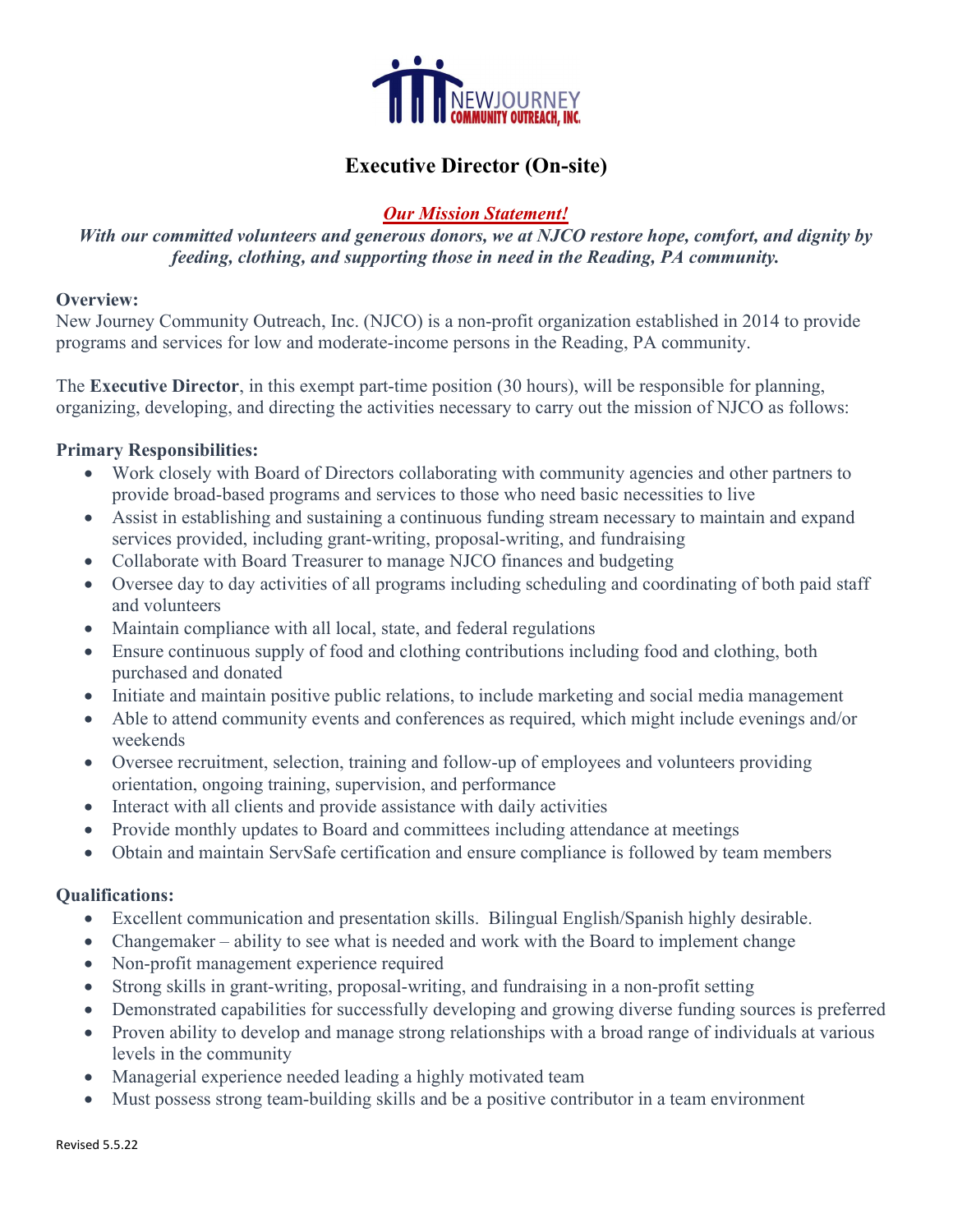NEWJOURNEY
COMMUNITY OUTREACH, INC.

# Executive Director (On-site)

***Our Mission Statement!***

***With our committed volunteers and generous donors, we at NJCO restore hope, comfort, and dignity by feeding, clothing, and supporting those in need in the Reading, PA community.***

**Overview:**

New Journey Community Outreach, Inc. (NJCO) is a non-profit organization established in 2014 to provide programs and services for low and moderate-income persons in the Reading, PA community.

The **Executive Director**, in this exempt part-time position (30 hours), will be responsible for planning, organizing, developing, and directing the activities necessary to carry out the mission of NJCO as follows:

**Primary Responsibilities:**

- Work closely with Board of Directors collaborating with community agencies and other partners to provide broad-based programs and services to those who need basic necessities to live
- Assist in establishing and sustaining a continuous funding stream necessary to maintain and expand services provided, including grant-writing, proposal-writing, and fundraising
- Collaborate with Board Treasurer to manage NJCO finances and budgeting
- Oversee day to day activities of all programs including scheduling and coordinating of both paid staff and volunteers
- Maintain compliance with all local, state, and federal regulations
- Ensure continuous supply of food and clothing contributions including food and clothing, both purchased and donated
- Initiate and maintain positive public relations, to include marketing and social media management
- Able to attend community events and conferences as required, which might include evenings and/or weekends
- Oversee recruitment, selection, training and follow-up of employees and volunteers providing orientation, ongoing training, supervision, and performance
- Interact with all clients and provide assistance with daily activities
- Provide monthly updates to Board and committees including attendance at meetings
- Obtain and maintain ServSafe certification and ensure compliance is followed by team members

**Qualifications:**

- Excellent communication and presentation skills. Bilingual English/Spanish highly desirable.
- Changemaker – ability to see what is needed and work with the Board to implement change
- Non-profit management experience required
- Strong skills in grant-writing, proposal-writing, and fundraising in a non-profit setting
- Demonstrated capabilities for successfully developing and growing diverse funding sources is preferred
- Proven ability to develop and manage strong relationships with a broad range of individuals at various levels in the community
- Managerial experience needed leading a highly motivated team
- Must possess strong team-building skills and be a positive contributor in a team environment

Revised 5.5.22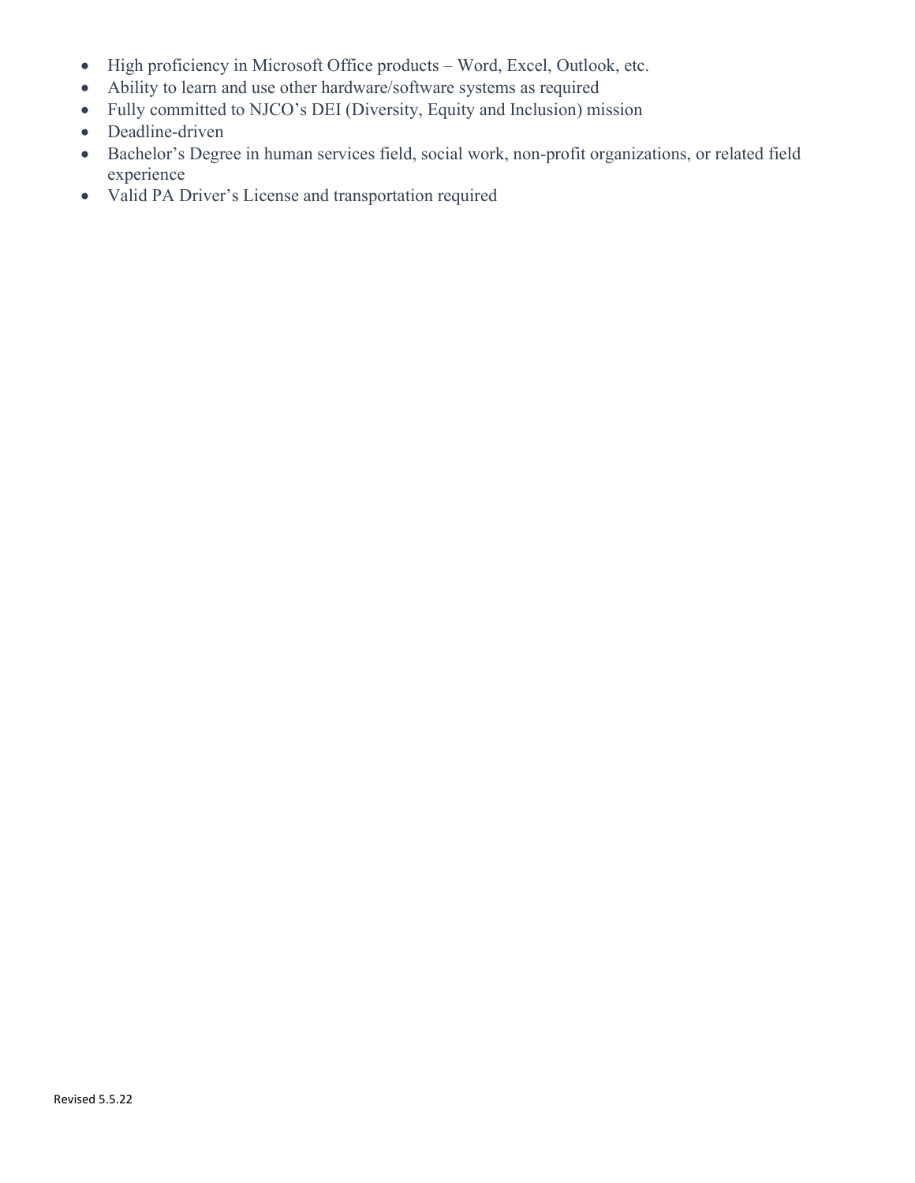- High proficiency in Microsoft Office products – Word, Excel, Outlook, etc.
- Ability to learn and use other hardware/software systems as required
- Fully committed to NJCO's DEI (Diversity, Equity and Inclusion) mission
- Deadline-driven
- Bachelor's Degree in human services field, social work, non-profit organizations, or related field experience
- Valid PA Driver's License and transportation required

Revised 5.5.22